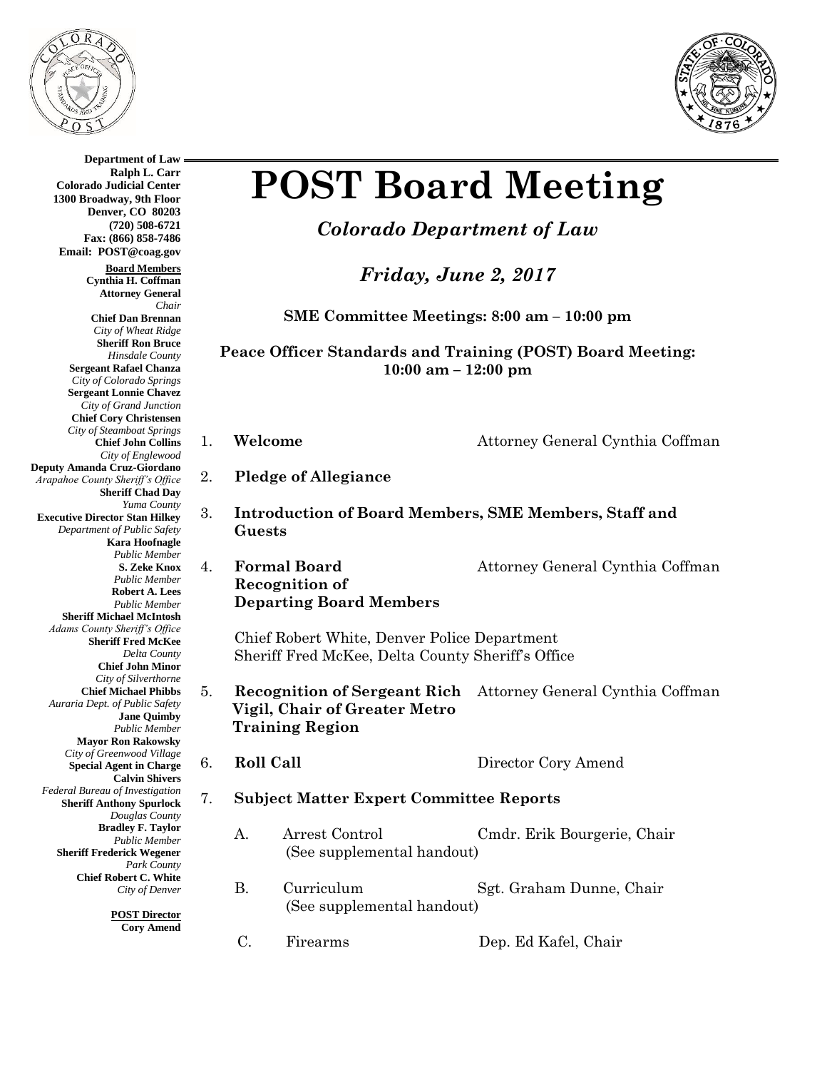**Department of Law**
**Ralph L. Carr**
**Colorado Judicial Center**
**1300 Broadway, 9th Floor**
**Denver, CO 80203**
**(720) 508-6721**
**Fax: (866) 858-7486**
**Email: POST@coag.gov**

**Board Members**

**Cynthia H. Coffman**
**Attorney General**
*Chair*
**Chief Dan Brennan**
*City of Wheat Ridge*
**Sheriff Ron Bruce**
*Hinsdale County*
**Sergeant Rafael Chanza**
*City of Colorado Springs*
**Sergeant Lonnie Chavez**
*City of Grand Junction*
**Chief Cory Christensen**
*City of Steamboat Springs*
**Chief John Collins**
*City of Englewood*
**Deputy Amanda Cruz-Giordano**
*Arapahoe County Sheriff's Office*
**Sheriff Chad Day**
*Yuma County*
**Executive Director Stan Hilkey**
*Department of Public Safety*
**Kara Hoofnagle**
*Public Member*
**S. Zeke Knox**
*Public Member*
**Robert A. Lees**
*Public Member*
**Sheriff Michael McIntosh**
*Adams County Sheriff's Office*
**Sheriff Fred McKee**
*Delta County*
**Chief John Minor**
*City of Silverthorne*
**Chief Michael Phibbs**
*Auraria Dept. of Public Safety*
**Jane Quimby**
*Public Member*
**Mayor Ron Rakowsky**
*City of Greenwood Village*
**Special Agent in Charge Calvin Shivers**
*Federal Bureau of Investigation*
**Sheriff Anthony Spurlock**
*Douglas County*
**Bradley F. Taylor**
*Public Member*
**Sheriff Frederick Wegener**
*Park County*
**Chief Robert C. White**
*City of Denver*

**POST Director**
**Cory Amend**

# POST Board Meeting

*Colorado Department of Law*

*Friday, June 2, 2017*

**SME Committee Meetings: 8:00 am – 10:00 pm**

**Peace Officer Standards and Training (POST) Board Meeting: 10:00 am – 12:00 pm**

1. **Welcome** — Attorney General Cynthia Coffman
2. **Pledge of Allegiance**
3. **Introduction of Board Members, SME Members, Staff and Guests**
4. **Formal Board Recognition of Departing Board Members** — Attorney General Cynthia Coffman

   Chief Robert White, Denver Police Department
   Sheriff Fred McKee, Delta County Sheriff's Office

5. **Recognition of Sergeant Rich Vigil, Chair of Greater Metro Training Region** — Attorney General Cynthia Coffman
6. **Roll Call** — Director Cory Amend
7. **Subject Matter Expert Committee Reports**

   A. Arrest Control — Cmdr. Erik Bourgerie, Chair
   (See supplemental handout)

   B. Curriculum — Sgt. Graham Dunne, Chair
   (See supplemental handout)

   C. Firearms — Dep. Ed Kafel, Chair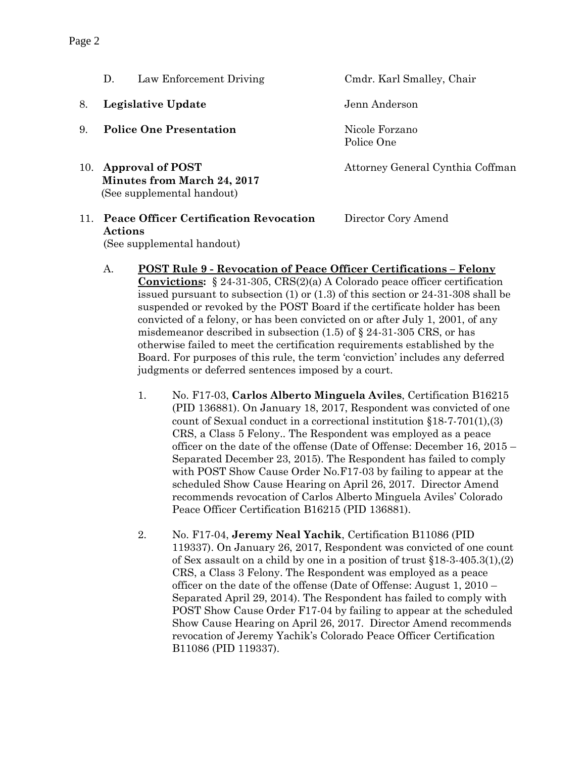D. Law Enforcement Driving — Cmdr. Karl Smalley, Chair

8. **Legislative Update** — Jenn Anderson

9. **Police One Presentation** — Nicole Forzano, Police One

10. **Approval of POST Minutes from March 24, 2017** — Attorney General Cynthia Coffman
    (See supplemental handout)

11. **Peace Officer Certification Revocation Actions** — Director Cory Amend
    (See supplemental handout)

    A. **POST Rule 9 - Revocation of Peace Officer Certifications – Felony Convictions:** § 24-31-305, CRS(2)(a) A Colorado peace officer certification issued pursuant to subsection (1) or (1.3) of this section or 24-31-308 shall be suspended or revoked by the POST Board if the certificate holder has been convicted of a felony, or has been convicted on or after July 1, 2001, of any misdemeanor described in subsection (1.5) of § 24-31-305 CRS, or has otherwise failed to meet the certification requirements established by the Board. For purposes of this rule, the term 'conviction' includes any deferred judgments or deferred sentences imposed by a court.

    1. No. F17-03, **Carlos Alberto Minguela Aviles**, Certification B16215 (PID 136881). On January 18, 2017, Respondent was convicted of one count of Sexual conduct in a correctional institution §18-7-701(1),(3) CRS, a Class 5 Felony.. The Respondent was employed as a peace officer on the date of the offense (Date of Offense: December 16, 2015 – Separated December 23, 2015). The Respondent has failed to comply with POST Show Cause Order No.F17-03 by failing to appear at the scheduled Show Cause Hearing on April 26, 2017. Director Amend recommends revocation of Carlos Alberto Minguela Aviles' Colorado Peace Officer Certification B16215 (PID 136881).

    2. No. F17-04, **Jeremy Neal Yachik**, Certification B11086 (PID 119337). On January 26, 2017, Respondent was convicted of one count of Sex assault on a child by one in a position of trust §18-3-405.3(1),(2) CRS, a Class 3 Felony. The Respondent was employed as a peace officer on the date of the offense (Date of Offense: August 1, 2010 – Separated April 29, 2014). The Respondent has failed to comply with POST Show Cause Order F17-04 by failing to appear at the scheduled Show Cause Hearing on April 26, 2017. Director Amend recommends revocation of Jeremy Yachik's Colorado Peace Officer Certification B11086 (PID 119337).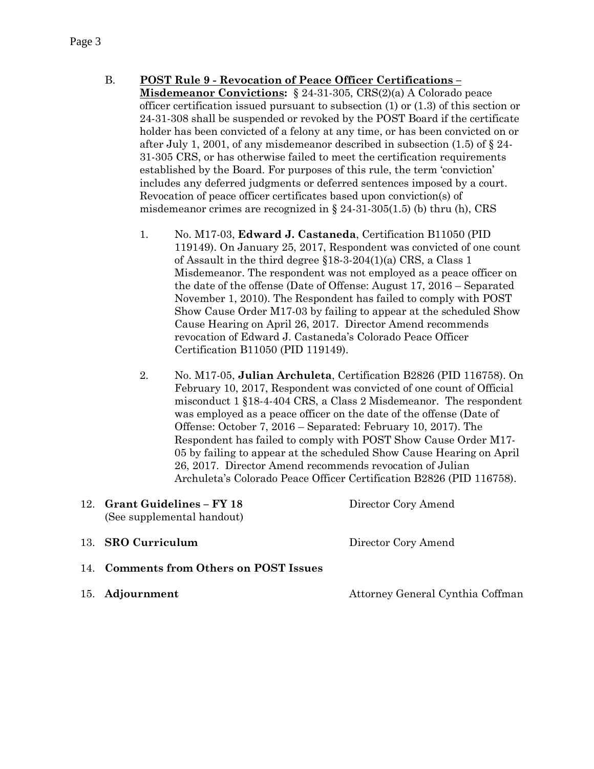B. **POST Rule 9 - Revocation of Peace Officer Certifications – Misdemeanor Convictions:** § 24-31-305, CRS(2)(a) A Colorado peace officer certification issued pursuant to subsection (1) or (1.3) of this section or 24-31-308 shall be suspended or revoked by the POST Board if the certificate holder has been convicted of a felony at any time, or has been convicted on or after July 1, 2001, of any misdemeanor described in subsection (1.5) of § 24-31-305 CRS, or has otherwise failed to meet the certification requirements established by the Board. For purposes of this rule, the term 'conviction' includes any deferred judgments or deferred sentences imposed by a court. Revocation of peace officer certificates based upon conviction(s) of misdemeanor crimes are recognized in § 24-31-305(1.5) (b) thru (h), CRS

1. No. M17-03, **Edward J. Castaneda**, Certification B11050 (PID 119149). On January 25, 2017, Respondent was convicted of one count of Assault in the third degree §18-3-204(1)(a) CRS, a Class 1 Misdemeanor. The respondent was not employed as a peace officer on the date of the offense (Date of Offense: August 17, 2016 – Separated November 1, 2010). The Respondent has failed to comply with POST Show Cause Order M17-03 by failing to appear at the scheduled Show Cause Hearing on April 26, 2017. Director Amend recommends revocation of Edward J. Castaneda's Colorado Peace Officer Certification B11050 (PID 119149).

2. No. M17-05, **Julian Archuleta**, Certification B2826 (PID 116758). On February 10, 2017, Respondent was convicted of one count of Official misconduct 1 §18-4-404 CRS, a Class 2 Misdemeanor. The respondent was employed as a peace officer on the date of the offense (Date of Offense: October 7, 2016 – Separated: February 10, 2017). The Respondent has failed to comply with POST Show Cause Order M17-05 by failing to appear at the scheduled Show Cause Hearing on April 26, 2017. Director Amend recommends revocation of Julian Archuleta's Colorado Peace Officer Certification B2826 (PID 116758).

12. **Grant Guidelines – FY 18** (See supplemental handout) — Director Cory Amend

13. **SRO Curriculum** — Director Cory Amend

14. **Comments from Others on POST Issues**

15. **Adjournment** — Attorney General Cynthia Coffman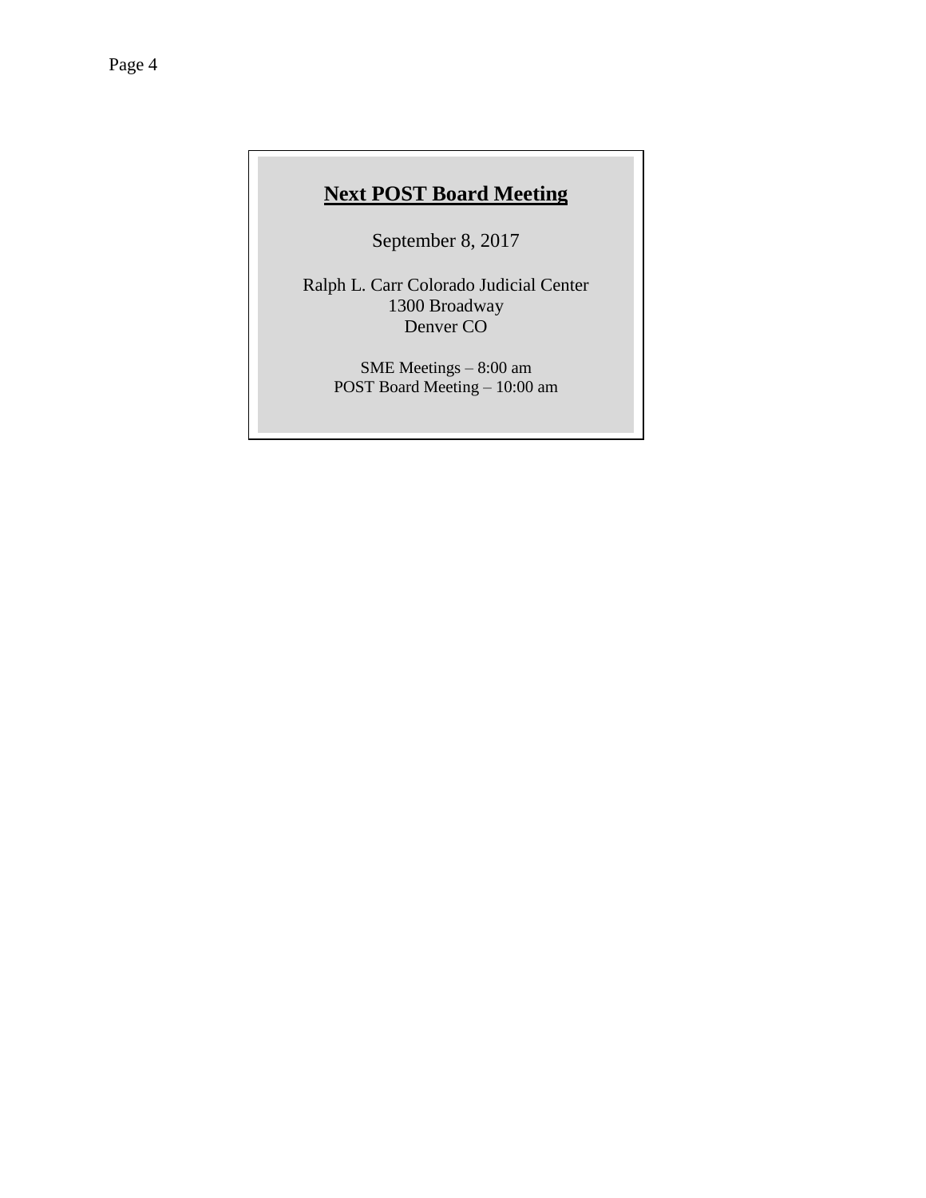## Next POST Board Meeting

September 8, 2017

Ralph L. Carr Colorado Judicial Center
1300 Broadway
Denver CO

SME Meetings – 8:00 am
POST Board Meeting – 10:00 am